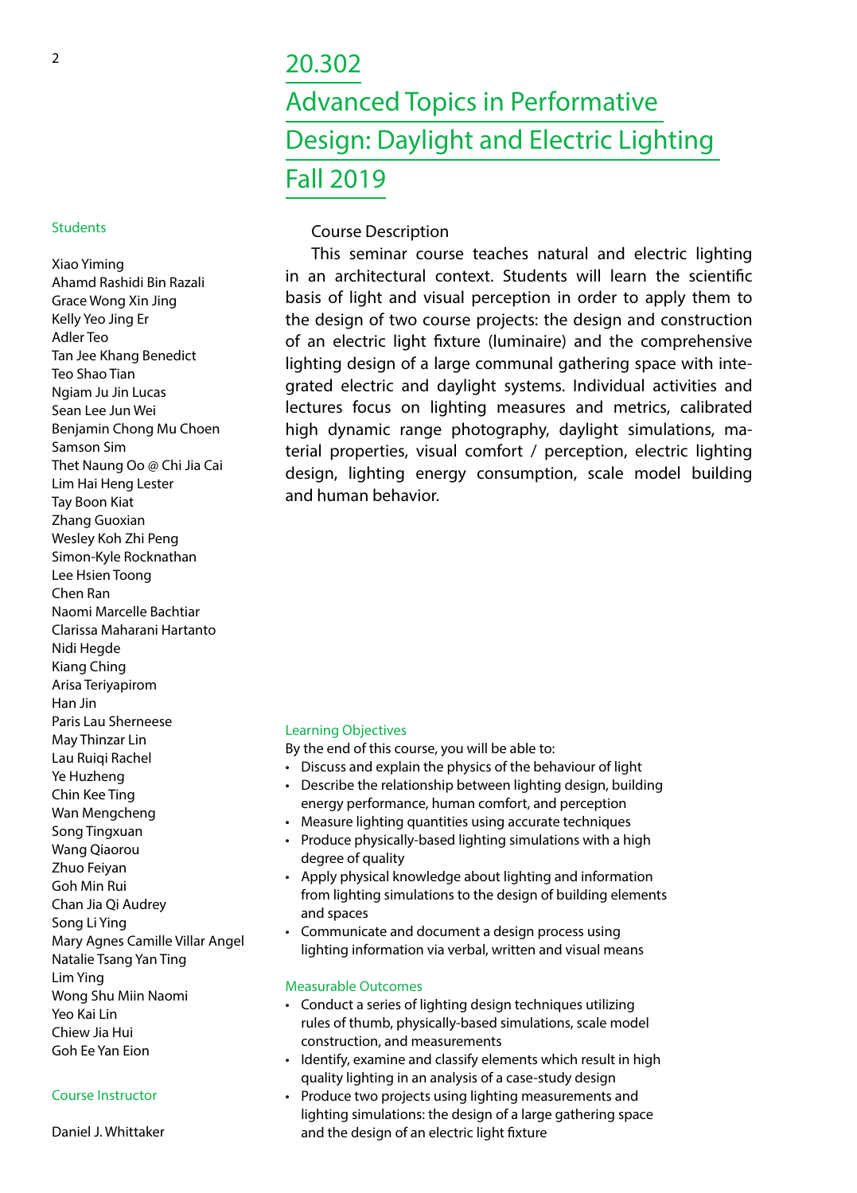# 20.302

# Advanced Topics in Performative Design: Daylight and Electric Lighting

# Fall 2019

## Course Description

This seminar course teaches natural and electric lighting in an architectural context. Students will learn the scientific basis of light and visual perception in order to apply them to the design of two course projects: the design and construction of an electric light fixture (luminaire) and the comprehensive lighting design of a large communal gathering space with integrated electric and daylight systems. Individual activities and lectures focus on lighting measures and metrics, calibrated high dynamic range photography, daylight simulations, material properties, visual comfort / perception, electric lighting design, lighting energy consumption, scale model building and human behavior.

## Learning Objectives

By the end of this course, you will be able to:

- Discuss and explain the physics of the behaviour of light
- Describe the relationship between lighting design, building energy performance, human comfort, and perception
- Measure lighting quantities using accurate techniques
- Produce physically-based lighting simulations with a high degree of quality
- Apply physical knowledge about lighting and information from lighting simulations to the design of building elements and spaces
- Communicate and document a design process using lighting information via verbal, written and visual means

## Measurable Outcomes

- Conduct a series of lighting design techniques utilizing rules of thumb, physically-based simulations, scale model construction, and measurements
- Identify, examine and classify elements which result in high quality lighting in an analysis of a case-study design
- Produce two projects using lighting measurements and lighting simulations: the design of a large gathering space and the design of an electric light fixture

## Students

Xiao Yiming
Ahamd Rashidi Bin Razali
Grace Wong Xin Jing
Kelly Yeo Jing Er
Adler Teo
Tan Jee Khang Benedict
Teo Shao Tian
Ngiam Ju Jin Lucas
Sean Lee Jun Wei
Benjamin Chong Mu Choen
Samson Sim
Thet Naung Oo @ Chi Jia Cai
Lim Hai Heng Lester
Tay Boon Kiat
Zhang Guoxian
Wesley Koh Zhi Peng
Simon-Kyle Rocknathan
Lee Hsien Toong
Chen Ran
Naomi Marcelle Bachtiar
Clarissa Maharani Hartanto
Nidi Hegde
Kiang Ching
Arisa Teriyapirom
Han Jin
Paris Lau Sherneese
May Thinzar Lin
Lau Ruiqi Rachel
Ye Huzheng
Chin Kee Ting
Wan Mengcheng
Song Tingxuan
Wang Qiaorou
Zhuo Feiyan
Goh Min Rui
Chan Jia Qi Audrey
Song Li Ying
Mary Agnes Camille Villar Angel
Natalie Tsang Yan Ting
Lim Ying
Wong Shu Miin Naomi
Yeo Kai Lin
Chiew Jia Hui
Goh Ee Yan Eion

## Course Instructor

Daniel J. Whittaker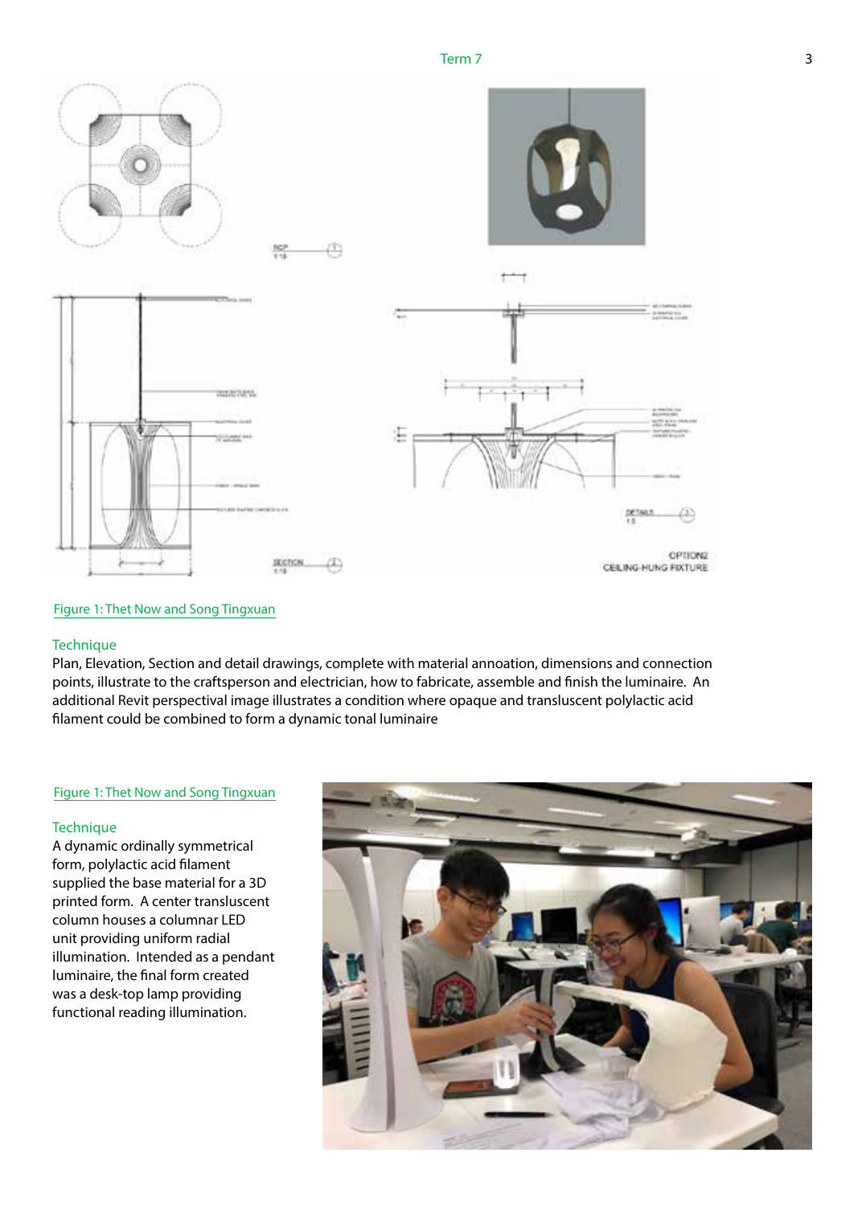Figure 1: Thet Now and Song Tingxuan

Technique

Plan, Elevation, Section and detail drawings, complete with material annoation, dimensions and connection points, illustrate to the craftsperson and electrician, how to fabricate, assemble and finish the luminaire. An additional Revit perspectival image illustrates a condition where opaque and transluscent polylactic acid filament could be combined to form a dynamic tonal luminaire

Figure 1: Thet Now and Song Tingxuan

Technique

A dynamic ordinally symmetrical form, polylactic acid filament supplied the base material for a 3D printed form. A center transluscent column houses a columnar LED unit providing uniform radial illumination. Intended as a pendant luminaire, the final form created was a desk-top lamp providing functional reading illumination.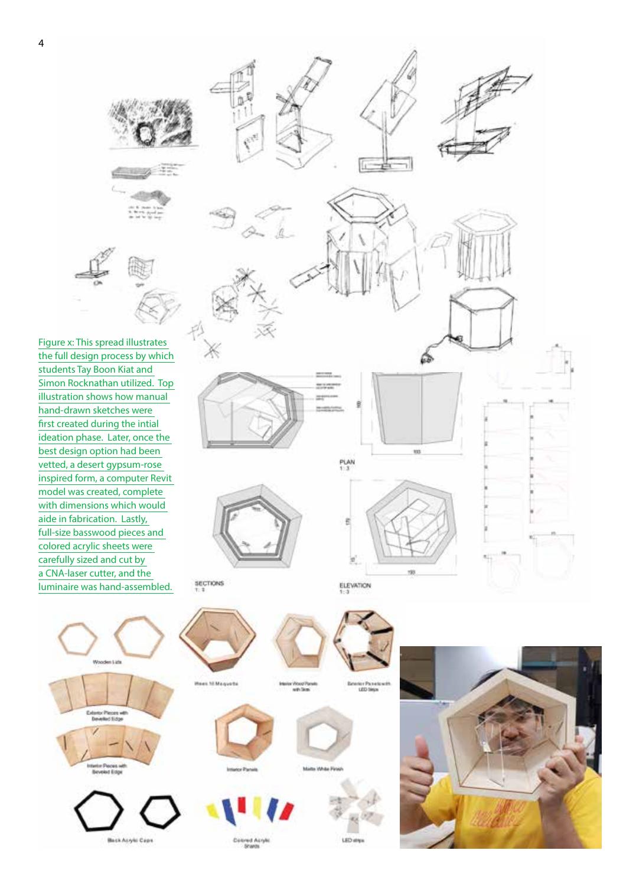Figure x: This spread illustrates the full design process by which students Tay Boon Kiat and Simon Rocknathan utilized. Top illustration shows how manual hand-drawn sketches were first created during the intial ideation phase. Later, once the best design option had been vetted, a desert gypsum-rose inspired form, a computer Revit model was created, complete with dimensions which would aide in fabrication. Lastly, full-size basswood pieces and colored acrylic sheets were carefully sized and cut by a CNA-laser cutter, and the luminaire was hand-assembled.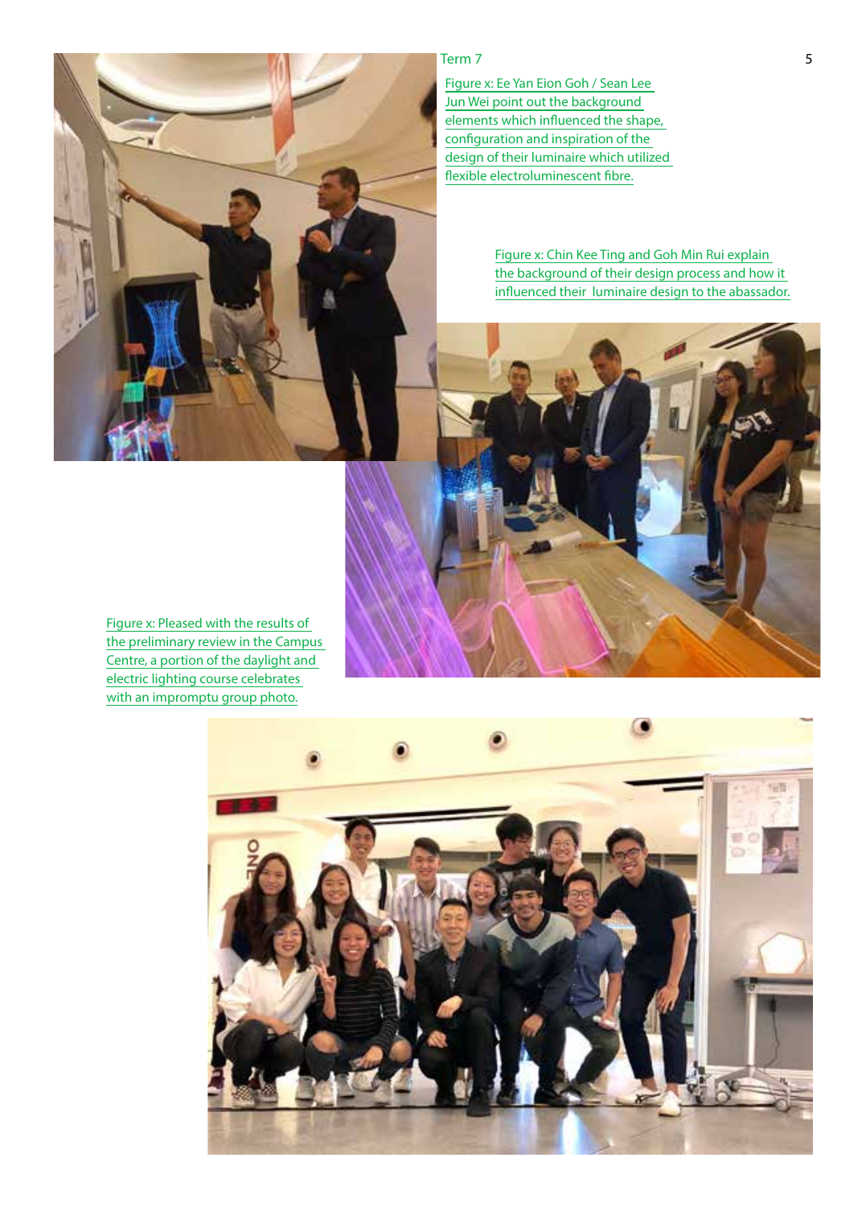Term 7

Figure x: Ee Yan Eion Goh / Sean Lee Jun Wei point out the background elements which influenced the shape, configuration and inspiration of the design of their luminaire which utilized flexible electroluminescent fibre.

Figure x: Chin Kee Ting and Goh Min Rui explain the background of their design process and how it influenced their luminaire design to the abassador.

Figure x: Pleased with the results of the preliminary review in the Campus Centre, a portion of the daylight and electric lighting course celebrates with an impromptu group photo.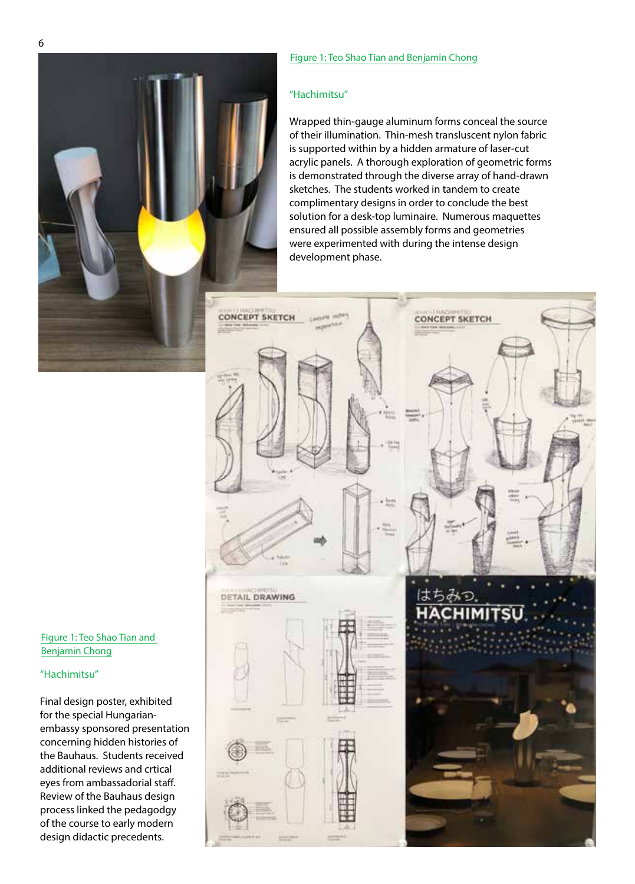Figure 1: Teo Shao Tian and Benjamin Chong

"Hachimitsu"

Wrapped thin-gauge aluminum forms conceal the source of their illumination. Thin-mesh transluscent nylon fabric is supported within by a hidden armature of laser-cut acrylic panels. A thorough exploration of geometric forms is demonstrated through the diverse array of hand-drawn sketches. The students worked in tandem to create complimentary designs in order to conclude the best solution for a desk-top luminaire. Numerous maquettes ensured all possible assembly forms and geometries were experimented with during the intense design development phase.

Figure 1: Teo Shao Tian and Benjamin Chong

"Hachimitsu"

Final design poster, exhibited for the special Hungarian-embassy sponsored presentation concerning hidden histories of the Bauhaus. Students received additional reviews and crtical eyes from ambassadorial staff. Review of the Bauhaus design process linked the pedagodgy of the course to early modern design didactic precedents.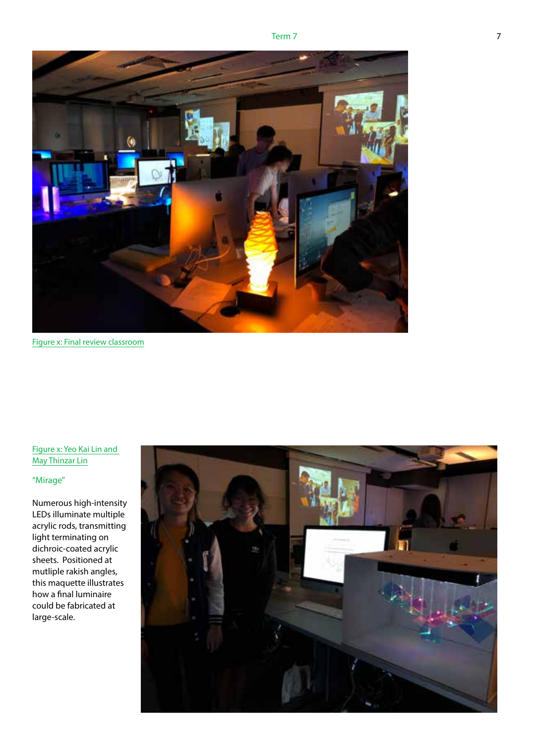Figure x: Final review classroom

Figure x: Yeo Kai Lin and May Thinzar Lin

"Mirage"

Numerous high-intensity LEDs illuminate multiple acrylic rods, transmitting light terminating on dichroic-coated acrylic sheets. Positioned at mutliple rakish angles, this maquette illustrates how a final luminaire could be fabricated at large-scale.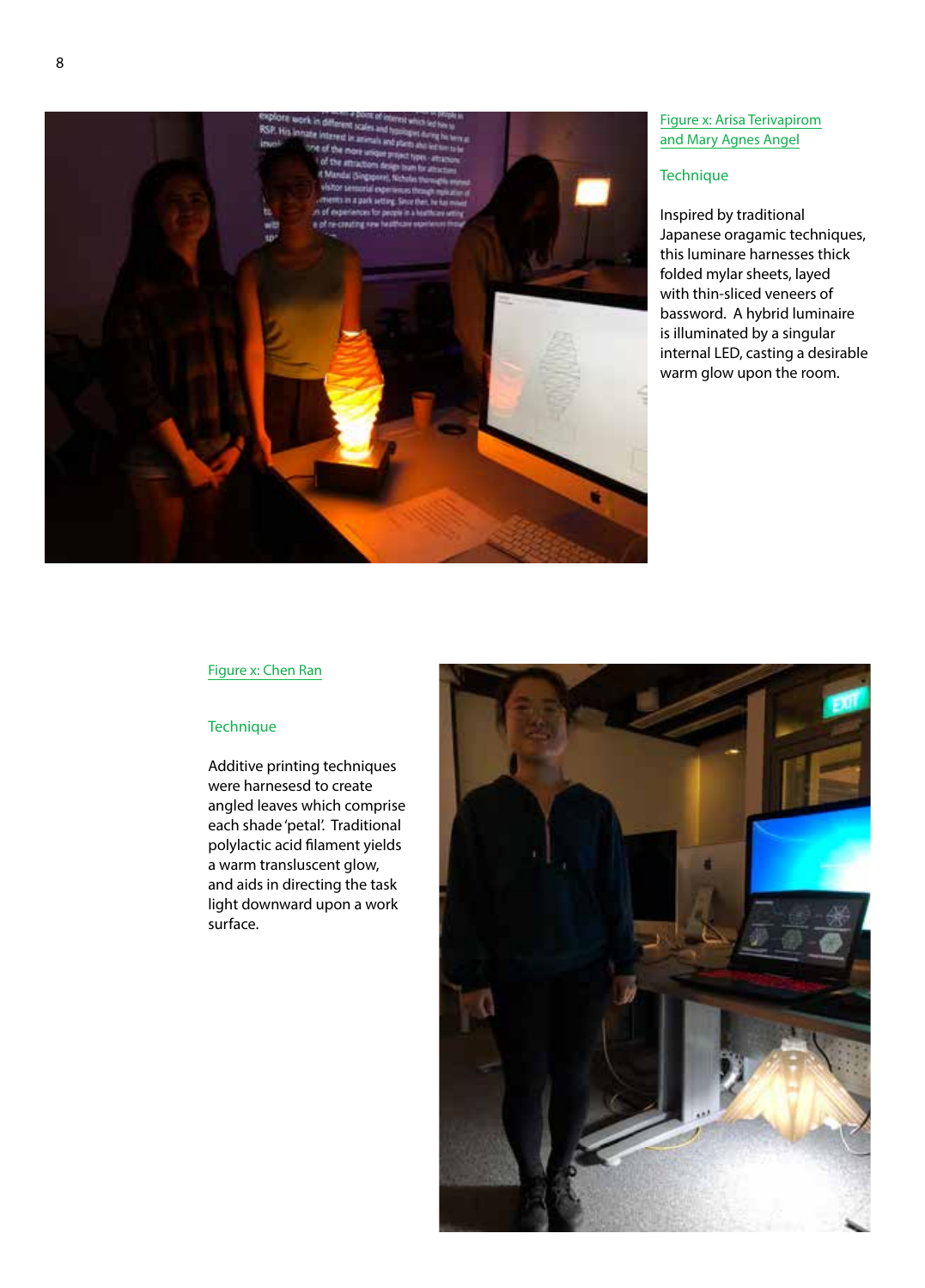Figure x: Arisa Terivapirom and Mary Agnes Angel

Technique

Inspired by traditional Japanese oragamic techniques, this luminare harnesses thick folded mylar sheets, layed with thin-sliced veneers of bassword. A hybrid luminaire is illuminated by a singular internal LED, casting a desirable warm glow upon the room.

Figure x: Chen Ran

Technique

Additive printing techniques were harnesesd to create angled leaves which comprise each shade 'petal'. Traditional polylactic acid filament yields a warm transluscent glow, and aids in directing the task light downward upon a work surface.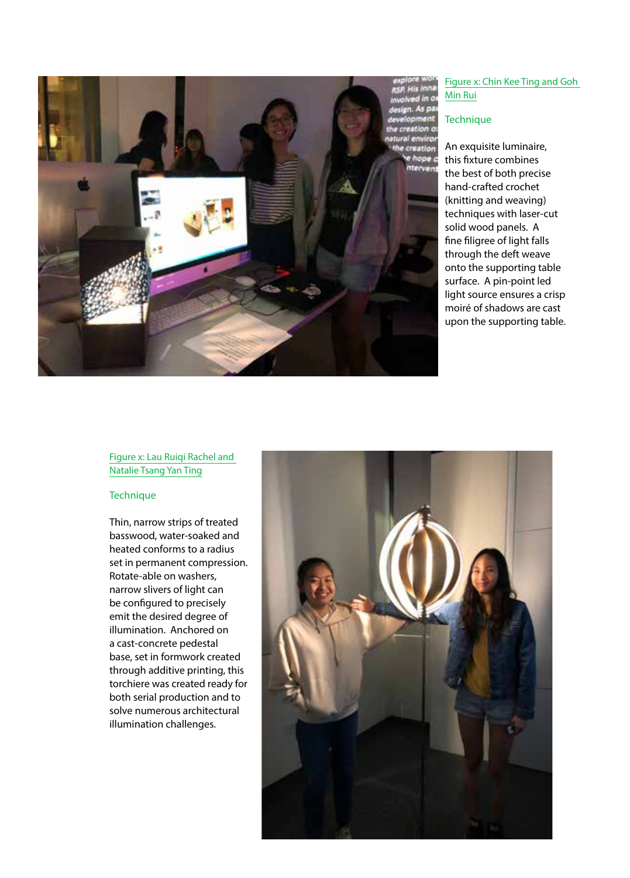Figure x: Chin Kee Ting and Goh Min Rui

### Technique

An exquisite luminaire, this fixture combines the best of both precise hand-crafted crochet (knitting and weaving) techniques with laser-cut solid wood panels. A fine filigree of light falls through the deft weave onto the supporting table surface. A pin-point led light source ensures a crisp moiré of shadows are cast upon the supporting table.

Figure x: Lau Ruiqi Rachel and Natalie Tsang Yan Ting

### Technique

Thin, narrow strips of treated basswood, water-soaked and heated conforms to a radius set in permanent compression. Rotate-able on washers, narrow slivers of light can be configured to precisely emit the desired degree of illumination. Anchored on a cast-concrete pedestal base, set in formwork created through additive printing, this torchiere was created ready for both serial production and to solve numerous architectural illumination challenges.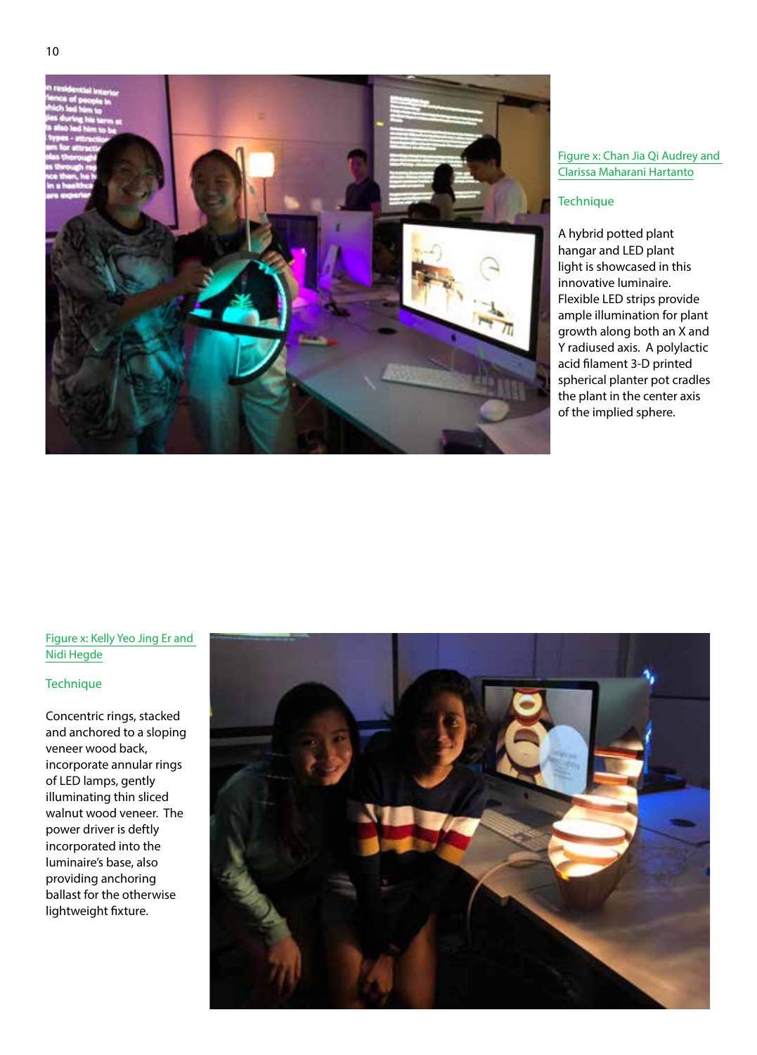Figure x: Chan Jia Qi Audrey and Clarissa Maharani Hartanto

Technique

A hybrid potted plant hangar and LED plant light is showcased in this innovative luminaire. Flexible LED strips provide ample illumination for plant growth along both an X and Y radiused axis. A polylactic acid filament 3-D printed spherical planter pot cradles the plant in the center axis of the implied sphere.

Figure x: Kelly Yeo Jing Er and Nidi Hegde

Technique

Concentric rings, stacked and anchored to a sloping veneer wood back, incorporate annular rings of LED lamps, gently illuminating thin sliced walnut wood veneer. The power driver is deftly incorporated into the luminaire's base, also providing anchoring ballast for the otherwise lightweight fixture.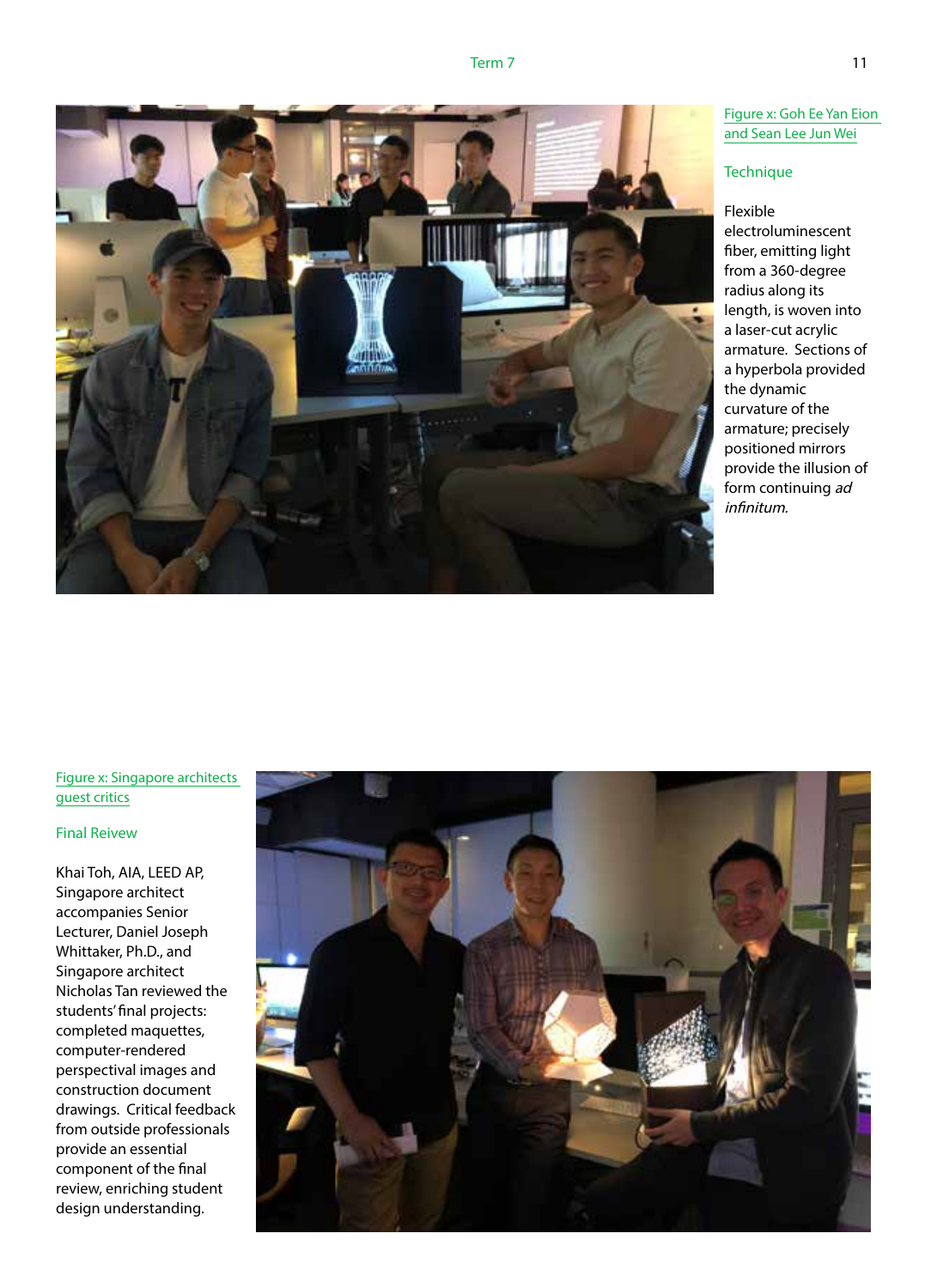Figure x: Goh Ee Yan Eion and Sean Lee Jun Wei

### Technique

Flexible electroluminescent fiber, emitting light from a 360-degree radius along its length, is woven into a laser-cut acrylic armature. Sections of a hyperbola provided the dynamic curvature of the armature; precisely positioned mirrors provide the illusion of form continuing *ad infinitum.*

Figure x: Singapore architects guest critics

### Final Reivew

Khai Toh, AIA, LEED AP, Singapore architect accompanies Senior Lecturer, Daniel Joseph Whittaker, Ph.D., and Singapore architect Nicholas Tan reviewed the students' final projects: completed maquettes, computer-rendered perspectival images and construction document drawings. Critical feedback from outside professionals provide an essential component of the final review, enriching student design understanding.